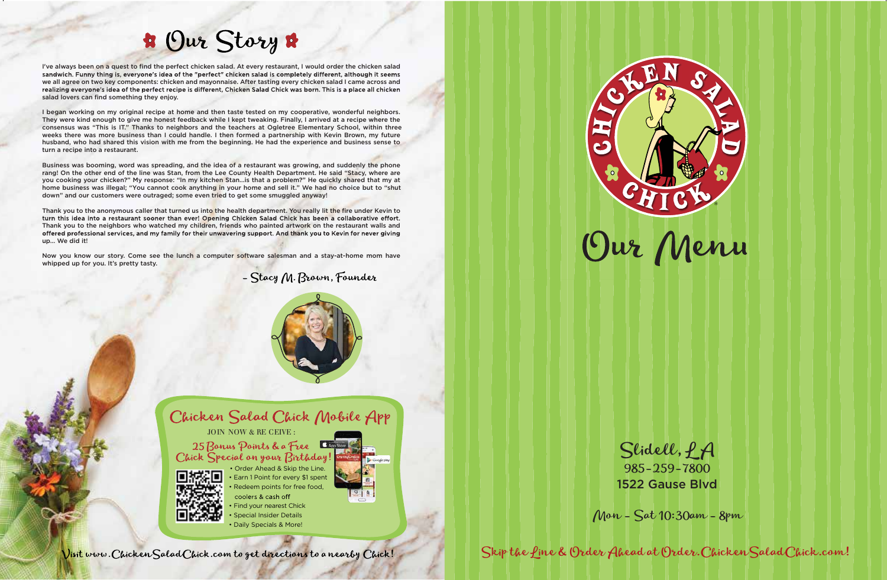# Our Story

I've always been on a quest to find the perfect chicken salad. At every restaurant, I would order the chicken salad sandwich. Funny thing is, everyone's idea of the "perfect" chicken salad is completely different, although it seems we all agree on two key components: chicken and mayonnaise. After tasting every chicken salad I came across and realizing everyone's idea of the perfect recipe is different, Chicken Salad Chick was born. This is a place all chicken salad lovers can find something they enjoy.

I began working on my original recipe at home and then taste tested on my cooperative, wonderful neighbors. They were kind enough to give me honest feedback while I kept tweaking. Finally, I arrived at a recipe where the consensus was "This is IT." Thanks to neighbors and the teachers at Ogletree Elementary School, within three weeks there was more business than I could handle. I then formed a partnership with Kevin Brown, my future husband, who had shared this vision with me from the beginning. He had the experience and business sense to turn a recipe into a restaurant.

Business was booming, word was spreading, and the idea of a restaurant was growing, and suddenly the phone rang! On the other end of the line was Stan, from the Lee County Health Department. He said "Stacy, where are you cooking your chicken?" My response: "In my kitchen Stan...is that a problem?" He quickly shared that my at home business was illegal; "You cannot cook anything in your home and sell it." We had no choice but to "shut down" and our customers were outraged; some even tried to get some smuggled anyway!

Thank you to the anonymous caller that turned us into the health department. You really lit the fire under Kevin to turn this idea into a restaurant sooner than ever! Opening Chicken Salad Chick has been a collaborative effort. Thank you to the neighbors who watched my children, friends who painted artwork on the restaurant walls and offered professional services, and my family for their unwavering support. And thank you to Kevin for never giving up... We did it!

Now you know our story. Come see the lunch a computer software salesman and a stay-at-home mom have whipped up for you. It's pretty tasty.

*- Stacy M. Brown, Founder*

## Chicken Salad Chick Mobile App

JOIN NOW & RECEIVE:

**25 Bonus Points & a Free Chick Special on your Birthday!**

- Order Ahead & Skip the Line.
- Earn 1 Point for every $1 spent
- Redeem points for free food, coolers & cash off
- Find your nearest Chick
- Special Insider Details
- Daily Specials & More!

Visit www.ChickenSaladChick.com to get directions to a nearby Chick!

# Chicken Salad Chick

# Our Menu

**Slidell, LA**
985-259-7800
1522 Gause Blvd

Mon - Sat 10:30am - 8pm

Skip the Line & Order Ahead at Order.ChickenSaladChick.com!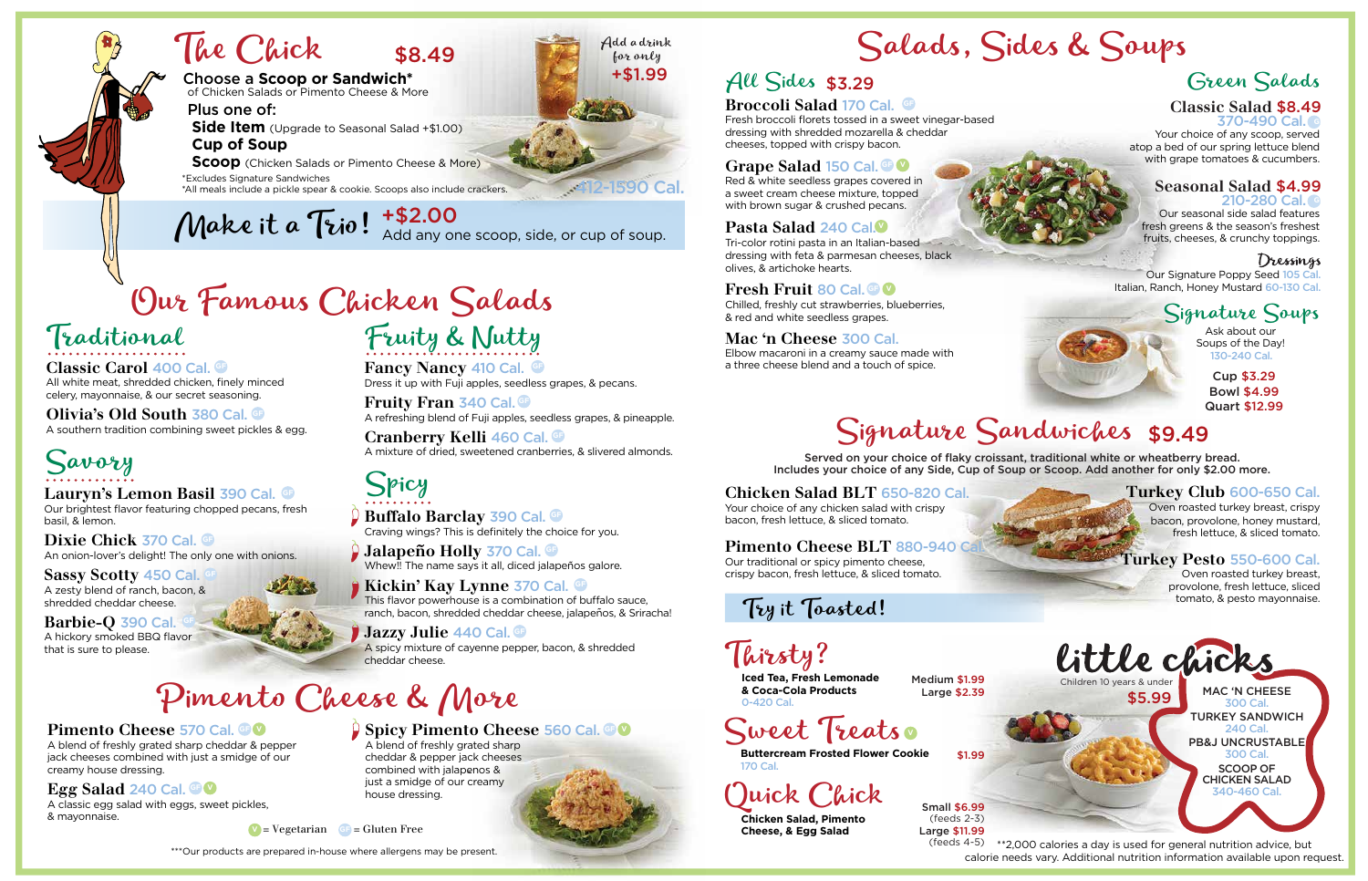# The Chick $8.49

**Choose a Scoop or Sandwich***
of Chicken Salads or Pimento Cheese & More

**Plus one of:**

- **Side Item** (Upgrade to Seasonal Salad +$1.00)
- **Cup of Soup**
- **Scoop** (Chicken Salads or Pimento Cheese & More)

*Excludes Signature Sandwiches
*All meals include a pickle spear & cookie. Scoops also include crackers.

412-1590 Cal.

Add a drink for only +$1.99

## Make it a Trio! +$2.00

Add any one scoop, side, or cup of soup.

# Our Famous Chicken Salads

## Traditional

**Classic Carol** 400 Cal. GF
All white meat, shredded chicken, finely minced celery, mayonnaise, & our secret seasoning.

**Olivia's Old South** 380 Cal. GF
A southern tradition combining sweet pickles & egg.

## Savory

**Lauryn's Lemon Basil** 390 Cal. GF
Our brightest flavor featuring chopped pecans, fresh basil, & lemon.

**Dixie Chick** 370 Cal. GF
An onion-lover's delight! The only one with onions.

**Sassy Scotty** 450 Cal. GF
A zesty blend of ranch, bacon, & shredded cheddar cheese.

**Barbie-Q** 390 Cal. GF
A hickory smoked BBQ flavor that is sure to please.

## Fruity & Nutty

**Fancy Nancy** 410 Cal. GF
Dress it up with Fuji apples, seedless grapes, & pecans.

**Fruity Fran** 340 Cal. GF
A refreshing blend of Fuji apples, seedless grapes, & pineapple.

**Cranberry Kelli** 460 Cal. GF
A mixture of dried, sweetened cranberries, & slivered almonds.

## Spicy

**Buffalo Barclay** 390 Cal. GF
Craving wings? This is definitely the choice for you.

**Jalapeño Holly** 370 Cal. GF
Whew!! The name says it all, diced jalapeños galore.

**Kickin' Kay Lynne** 370 Cal. GF
This flavor powerhouse is a combination of buffalo sauce, ranch, bacon, shredded cheddar cheese, jalapeños, & Sriracha!

**Jazzy Julie** 440 Cal. GF
A spicy mixture of cayenne pepper, bacon, & shredded cheddar cheese.

# Pimento Cheese & More

**Pimento Cheese** 570 Cal. GF V
A blend of freshly grated sharp cheddar & pepper jack cheeses combined with just a smidge of our creamy house dressing.

**Egg Salad** 240 Cal. GF V
A classic egg salad with eggs, sweet pickles, & mayonnaise.

**Spicy Pimento Cheese** 560 Cal. GF V
A blend of freshly grated sharp cheddar & pepper jack cheeses combined with jalapeños & just a smidge of our creamy house dressing.

V = Vegetarian GF = Gluten Free

***Our products are prepared in-house where allergens may be present.

# Salads, Sides & Soups

## All Sides $3.29

**Broccoli Salad** 170 Cal. GF
Fresh broccoli florets tossed in a sweet vinegar-based dressing with shredded mozarella & cheddar cheeses, topped with crispy bacon.

**Grape Salad** 150 Cal. GF V
Red & white seedless grapes covered in a sweet cream cheese mixture, topped with brown sugar & crushed pecans.

**Pasta Salad** 240 Cal. V
Tri-color rotini pasta in an Italian-based dressing with feta & parmesan cheeses, black olives, & artichoke hearts.

**Fresh Fruit** 80 Cal. GF V
Chilled, freshly cut strawberries, blueberries, & red and white seedless grapes.

**Mac 'n Cheese** 300 Cal.
Elbow macaroni in a creamy sauce made with a three cheese blend and a touch of spice.

## Green Salads

**Classic Salad** $8.49
370-490 Cal. GF
Your choice of any scoop, served atop a bed of our spring lettuce blend with grape tomatoes & cucumbers.

**Seasonal Salad** $4.99
210-280 Cal. GF
Our seasonal side salad features fresh greens & the season's freshest fruits, cheeses, & crunchy toppings.

### Dressings

Our Signature Poppy Seed 105 Cal.
Italian, Ranch, Honey Mustard 60-130 Cal.

## Signature Soups

Ask about our Soups of the Day!
130-240 Cal.

Cup $3.29
Bowl $4.99
Quart $12.99

# Signature Sandwiches $9.49

Served on your choice of flaky croissant, traditional white or wheatberry bread.
Includes your choice of any Side, Cup of Soup or Scoop. Add another for only $2.00 more.

**Chicken Salad BLT** 650-820 Cal.
Your choice of any chicken salad with crispy bacon, fresh lettuce, & sliced tomato.

**Pimento Cheese BLT** 880-940 Cal.
Our traditional or spicy pimento cheese, crispy bacon, fresh lettuce, & sliced tomato.

**Turkey Club** 600-650 Cal.
Oven roasted turkey breast, crispy bacon, provolone, honey mustard, fresh lettuce, & sliced tomato.

**Turkey Pesto** 550-600 Cal.
Oven roasted turkey breast, provolone, fresh lettuce, sliced tomato, & pesto mayonnaise.

Try it Toasted!

## Thirsty?

**Iced Tea, Fresh Lemonade & Coca-Cola Products**
0-420 Cal.

Medium $1.99
Large $2.39

## Sweet Treats V

**Buttercream Frosted Flower Cookie** $1.99
170 Cal.

## Quick Chick

**Chicken Salad, Pimento Cheese, & Egg Salad**

Small $6.99 (feeds 2-3)
Large $11.99 (feeds 4-5)

## little chicks

Children 10 years & under

$5.99

- MAC 'N CHEESE 300 Cal.
- TURKEY SANDWICH 240 Cal.
- PB&J UNCRUSTABLE 300 Cal.
- SCOOP OF CHICKEN SALAD 340-460 Cal.

**2,000 calories a day is used for general nutrition advice, but calorie needs vary. Additional nutrition information available upon request.